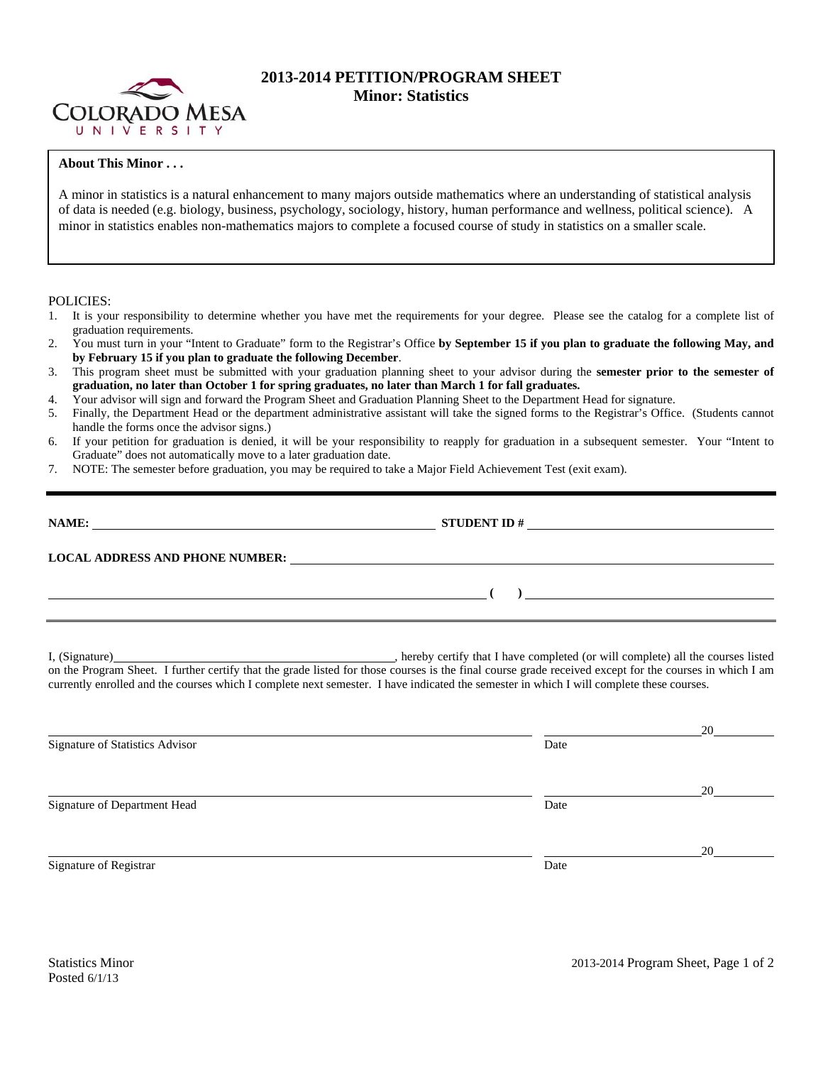# 2013-2014 PETITION/PROGRAM SHEET
## Minor: Statistics

Colorado Mesa University

**About This Minor . . .**

A minor in statistics is a natural enhancement to many majors outside mathematics where an understanding of statistical analysis of data is needed (e.g. biology, business, psychology, sociology, history, human performance and wellness, political science). A minor in statistics enables non-mathematics majors to complete a focused course of study in statistics on a smaller scale.

POLICIES:

1. It is your responsibility to determine whether you have met the requirements for your degree. Please see the catalog for a complete list of graduation requirements.
2. You must turn in your "Intent to Graduate" form to the Registrar's Office **by September 15 if you plan to graduate the following May, and by February 15 if you plan to graduate the following December**.
3. This program sheet must be submitted with your graduation planning sheet to your advisor during the **semester prior to the semester of graduation, no later than October 1 for spring graduates, no later than March 1 for fall graduates.**
4. Your advisor will sign and forward the Program Sheet and Graduation Planning Sheet to the Department Head for signature.
5. Finally, the Department Head or the department administrative assistant will take the signed forms to the Registrar's Office. (Students cannot handle the forms once the advisor signs.)
6. If your petition for graduation is denied, it will be your responsibility to reapply for graduation in a subsequent semester. Your "Intent to Graduate" does not automatically move to a later graduation date.
7. NOTE: The semester before graduation, you may be required to take a Major Field Achievement Test (exit exam).

---

**NAME:** ______________________________ **STUDENT ID #** ______________________________

**LOCAL ADDRESS AND PHONE NUMBER:** ______________________________

______________________________ **( )** ______________________________

---

I, (Signature)______________________________, hereby certify that I have completed (or will complete) all the courses listed on the Program Sheet. I further certify that the grade listed for those courses is the final course grade received except for the courses in which I am currently enrolled and the courses which I complete next semester. I have indicated the semester in which I will complete these courses.

______________________________ ______________ 20______
Signature of Statistics Advisor Date

______________________________ ______________ 20______
Signature of Department Head Date

______________________________ ______________ 20______
Signature of Registrar Date

Statistics Minor
Posted 6/1/13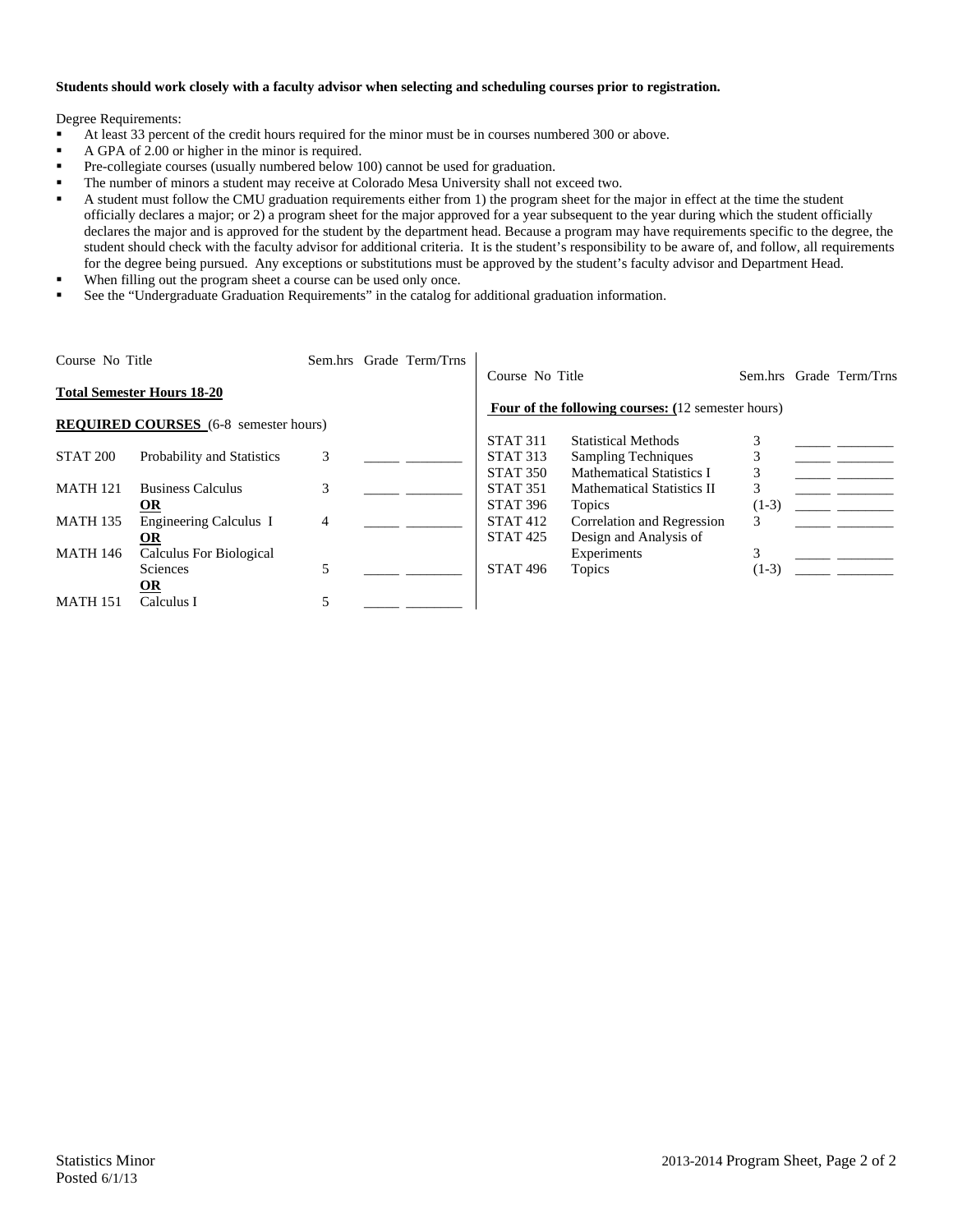**Students should work closely with a faculty advisor when selecting and scheduling courses prior to registration.**

Degree Requirements:

- At least 33 percent of the credit hours required for the minor must be in courses numbered 300 or above.
- A GPA of 2.00 or higher in the minor is required.
- Pre-collegiate courses (usually numbered below 100) cannot be used for graduation.
- The number of minors a student may receive at Colorado Mesa University shall not exceed two.
- A student must follow the CMU graduation requirements either from 1) the program sheet for the major in effect at the time the student officially declares a major; or 2) a program sheet for the major approved for a year subsequent to the year during which the student officially declares the major and is approved for the student by the department head. Because a program may have requirements specific to the degree, the student should check with the faculty advisor for additional criteria. It is the student's responsibility to be aware of, and follow, all requirements for the degree being pursued. Any exceptions or substitutions must be approved by the student's faculty advisor and Department Head.
- When filling out the program sheet a course can be used only once.
- See the "Undergraduate Graduation Requirements" in the catalog for additional graduation information.

**Total Semester Hours 18-20**

**REQUIRED COURSES** (6-8 semester hours)

| Course No | Title | Sem.hrs | Grade | Term/Trns |
|---|---|---|---|---|
| STAT 200 | Probability and Statistics | 3 | _____ | ________ |
| MATH 121 | Business Calculus **OR** | 3 | _____ | ________ |
| MATH 135 | Engineering Calculus I **OR** | 4 | _____ | ________ |
| MATH 146 | Calculus For Biological Sciences **OR** | 5 | _____ | ________ |
| MATH 151 | Calculus I | 5 | _____ | ________ |

**Four of the following courses:** (12 semester hours)

| Course No | Title | Sem.hrs | Grade | Term/Trns |
|---|---|---|---|---|
| STAT 311 | Statistical Methods | 3 | _____ | ________ |
| STAT 313 | Sampling Techniques | 3 | _____ | ________ |
| STAT 350 | Mathematical Statistics I | 3 | _____ | ________ |
| STAT 351 | Mathematical Statistics II | 3 | _____ | ________ |
| STAT 396 | Topics | (1-3) | _____ | ________ |
| STAT 412 | Correlation and Regression | 3 | _____ | ________ |
| STAT 425 | Design and Analysis of Experiments | 3 | _____ | ________ |
| STAT 496 | Topics | (1-3) | _____ | ________ |

Statistics Minor
Posted 6/1/13

2013-2014 Program Sheet